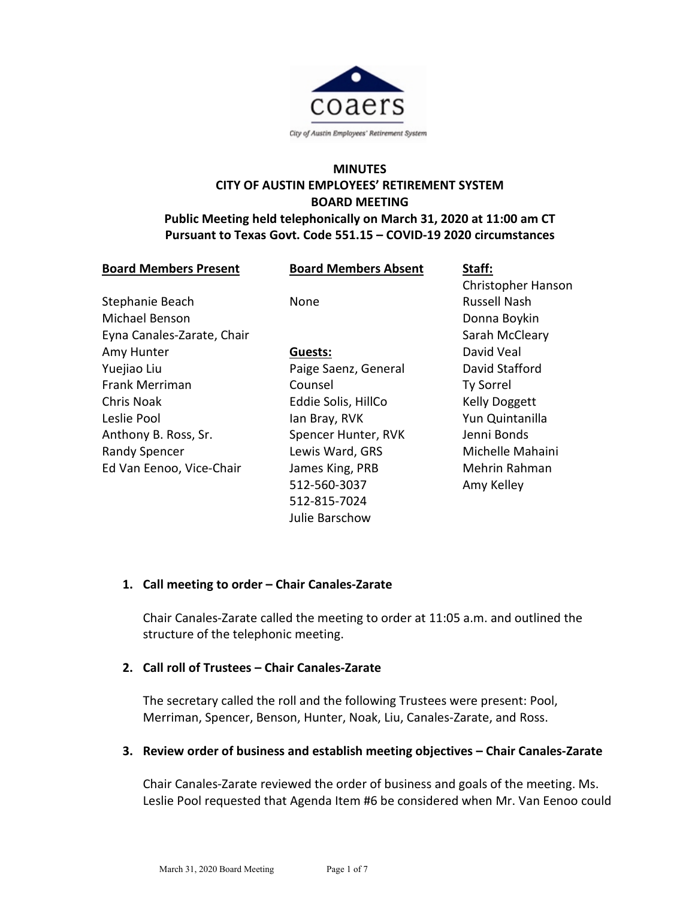**MINUTES**
**CITY OF AUSTIN EMPLOYEES' RETIREMENT SYSTEM**
**BOARD MEETING**
**Public Meeting held telephonically on March 31, 2020 at 11:00 am CT**
**Pursuant to Texas Govt. Code 551.15 – COVID-19 2020 circumstances**

| **Board Members Present** | **Board Members Absent** | **Staff:** |
|---|---|---|
| | | Christopher Hanson |
| Stephanie Beach | None | Russell Nash |
| Michael Benson | | Donna Boykin |
| Eyna Canales-Zarate, Chair | | Sarah McCleary |
| Amy Hunter | **Guests:** | David Veal |
| Yuejiao Liu | Paige Saenz, General Counsel | David Stafford |
| Frank Merriman | Eddie Solis, HillCo | Ty Sorrel |
| Chris Noak | Ian Bray, RVK | Kelly Doggett |
| Leslie Pool | Spencer Hunter, RVK | Yun Quintanilla |
| Anthony B. Ross, Sr. | Lewis Ward, GRS | Jenni Bonds |
| Randy Spencer | James King, PRB | Michelle Mahaini |
| Ed Van Eenoo, Vice-Chair | 512-560-3037 | Mehrin Rahman |
| | 512-815-7024 | Amy Kelley |
| | Julie Barschow | |

1. **Call meeting to order – Chair Canales-Zarate**

   Chair Canales-Zarate called the meeting to order at 11:05 a.m. and outlined the structure of the telephonic meeting.

2. **Call roll of Trustees – Chair Canales-Zarate**

   The secretary called the roll and the following Trustees were present: Pool, Merriman, Spencer, Benson, Hunter, Noak, Liu, Canales-Zarate, and Ross.

3. **Review order of business and establish meeting objectives – Chair Canales-Zarate**

   Chair Canales-Zarate reviewed the order of business and goals of the meeting. Ms. Leslie Pool requested that Agenda Item #6 be considered when Mr. Van Eenoo could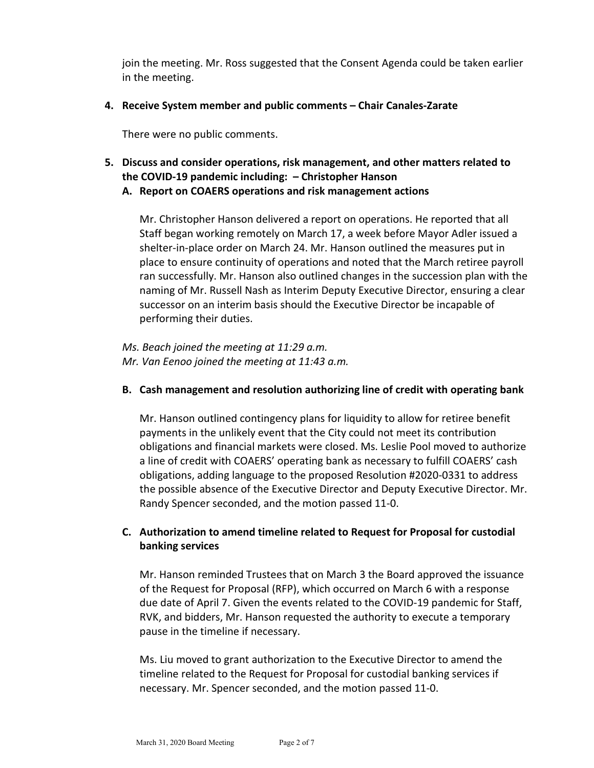join the meeting. Mr. Ross suggested that the Consent Agenda could be taken earlier in the meeting.

**4. Receive System member and public comments – Chair Canales-Zarate**

There were no public comments.

**5. Discuss and consider operations, risk management, and other matters related to the COVID-19 pandemic including: – Christopher Hanson**

**A. Report on COAERS operations and risk management actions**

Mr. Christopher Hanson delivered a report on operations. He reported that all Staff began working remotely on March 17, a week before Mayor Adler issued a shelter-in-place order on March 24. Mr. Hanson outlined the measures put in place to ensure continuity of operations and noted that the March retiree payroll ran successfully. Mr. Hanson also outlined changes in the succession plan with the naming of Mr. Russell Nash as Interim Deputy Executive Director, ensuring a clear successor on an interim basis should the Executive Director be incapable of performing their duties.

*Ms. Beach joined the meeting at 11:29 a.m.*
*Mr. Van Eenoo joined the meeting at 11:43 a.m.*

**B. Cash management and resolution authorizing line of credit with operating bank**

Mr. Hanson outlined contingency plans for liquidity to allow for retiree benefit payments in the unlikely event that the City could not meet its contribution obligations and financial markets were closed. Ms. Leslie Pool moved to authorize a line of credit with COAERS' operating bank as necessary to fulfill COAERS' cash obligations, adding language to the proposed Resolution #2020-0331 to address the possible absence of the Executive Director and Deputy Executive Director. Mr. Randy Spencer seconded, and the motion passed 11-0.

**C. Authorization to amend timeline related to Request for Proposal for custodial banking services**

Mr. Hanson reminded Trustees that on March 3 the Board approved the issuance of the Request for Proposal (RFP), which occurred on March 6 with a response due date of April 7. Given the events related to the COVID-19 pandemic for Staff, RVK, and bidders, Mr. Hanson requested the authority to execute a temporary pause in the timeline if necessary.

Ms. Liu moved to grant authorization to the Executive Director to amend the timeline related to the Request for Proposal for custodial banking services if necessary. Mr. Spencer seconded, and the motion passed 11-0.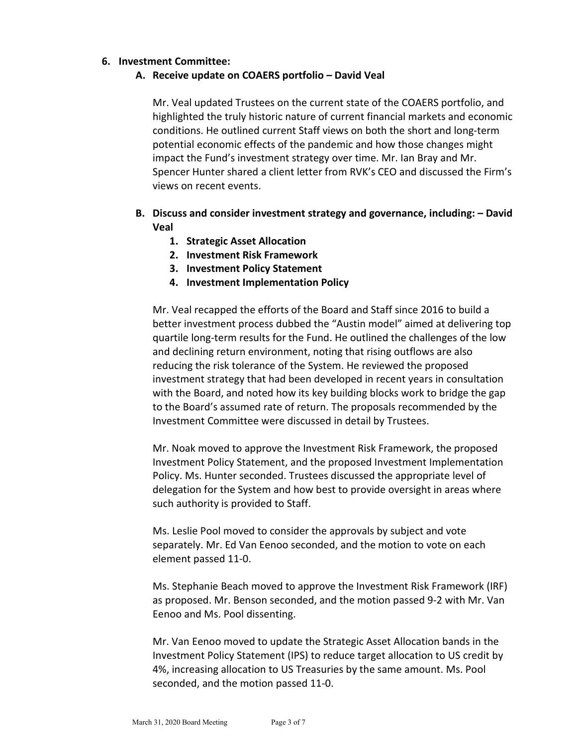6. **Investment Committee:**

   A. **Receive update on COAERS portfolio – David Veal**

   Mr. Veal updated Trustees on the current state of the COAERS portfolio, and highlighted the truly historic nature of current financial markets and economic conditions. He outlined current Staff views on both the short and long-term potential economic effects of the pandemic and how those changes might impact the Fund's investment strategy over time. Mr. Ian Bray and Mr. Spencer Hunter shared a client letter from RVK's CEO and discussed the Firm's views on recent events.

   B. **Discuss and consider investment strategy and governance, including: – David Veal**

      1. **Strategic Asset Allocation**
      2. **Investment Risk Framework**
      3. **Investment Policy Statement**
      4. **Investment Implementation Policy**

   Mr. Veal recapped the efforts of the Board and Staff since 2016 to build a better investment process dubbed the "Austin model" aimed at delivering top quartile long-term results for the Fund. He outlined the challenges of the low and declining return environment, noting that rising outflows are also reducing the risk tolerance of the System. He reviewed the proposed investment strategy that had been developed in recent years in consultation with the Board, and noted how its key building blocks work to bridge the gap to the Board's assumed rate of return. The proposals recommended by the Investment Committee were discussed in detail by Trustees.

   Mr. Noak moved to approve the Investment Risk Framework, the proposed Investment Policy Statement, and the proposed Investment Implementation Policy. Ms. Hunter seconded. Trustees discussed the appropriate level of delegation for the System and how best to provide oversight in areas where such authority is provided to Staff.

   Ms. Leslie Pool moved to consider the approvals by subject and vote separately. Mr. Ed Van Eenoo seconded, and the motion to vote on each element passed 11-0.

   Ms. Stephanie Beach moved to approve the Investment Risk Framework (IRF) as proposed. Mr. Benson seconded, and the motion passed 9-2 with Mr. Van Eenoo and Ms. Pool dissenting.

   Mr. Van Eenoo moved to update the Strategic Asset Allocation bands in the Investment Policy Statement (IPS) to reduce target allocation to US credit by 4%, increasing allocation to US Treasuries by the same amount. Ms. Pool seconded, and the motion passed 11-0.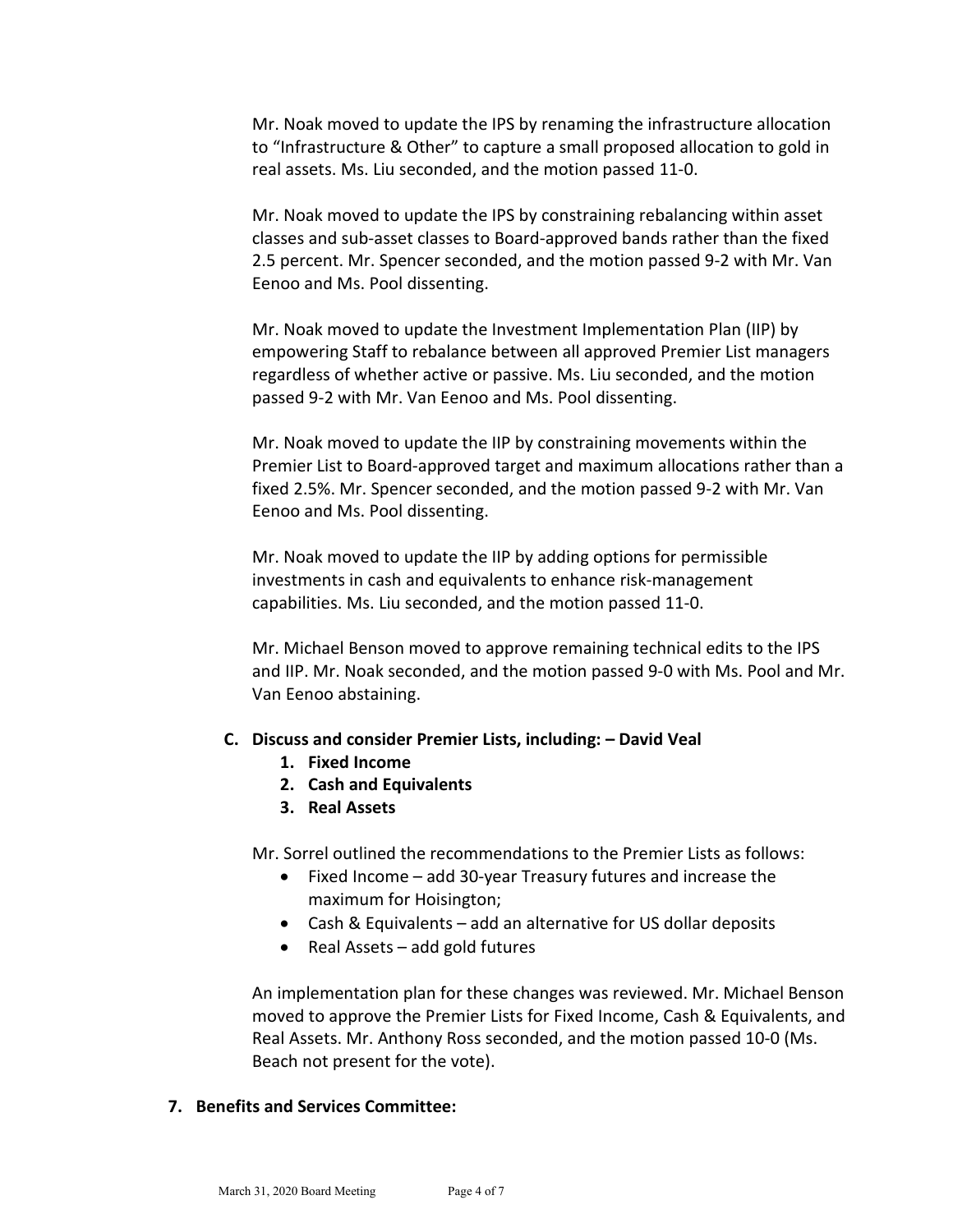Mr. Noak moved to update the IPS by renaming the infrastructure allocation to "Infrastructure & Other" to capture a small proposed allocation to gold in real assets. Ms. Liu seconded, and the motion passed 11-0.

Mr. Noak moved to update the IPS by constraining rebalancing within asset classes and sub-asset classes to Board-approved bands rather than the fixed 2.5 percent. Mr. Spencer seconded, and the motion passed 9-2 with Mr. Van Eenoo and Ms. Pool dissenting.

Mr. Noak moved to update the Investment Implementation Plan (IIP) by empowering Staff to rebalance between all approved Premier List managers regardless of whether active or passive. Ms. Liu seconded, and the motion passed 9-2 with Mr. Van Eenoo and Ms. Pool dissenting.

Mr. Noak moved to update the IIP by constraining movements within the Premier List to Board-approved target and maximum allocations rather than a fixed 2.5%. Mr. Spencer seconded, and the motion passed 9-2 with Mr. Van Eenoo and Ms. Pool dissenting.

Mr. Noak moved to update the IIP by adding options for permissible investments in cash and equivalents to enhance risk-management capabilities. Ms. Liu seconded, and the motion passed 11-0.

Mr. Michael Benson moved to approve remaining technical edits to the IPS and IIP. Mr. Noak seconded, and the motion passed 9-0 with Ms. Pool and Mr. Van Eenoo abstaining.

**C. Discuss and consider Premier Lists, including: – David Veal**

1. **Fixed Income**
2. **Cash and Equivalents**
3. **Real Assets**

Mr. Sorrel outlined the recommendations to the Premier Lists as follows:

- Fixed Income – add 30-year Treasury futures and increase the maximum for Hoisington;
- Cash & Equivalents – add an alternative for US dollar deposits
- Real Assets – add gold futures

An implementation plan for these changes was reviewed. Mr. Michael Benson moved to approve the Premier Lists for Fixed Income, Cash & Equivalents, and Real Assets. Mr. Anthony Ross seconded, and the motion passed 10-0 (Ms. Beach not present for the vote).

**7. Benefits and Services Committee:**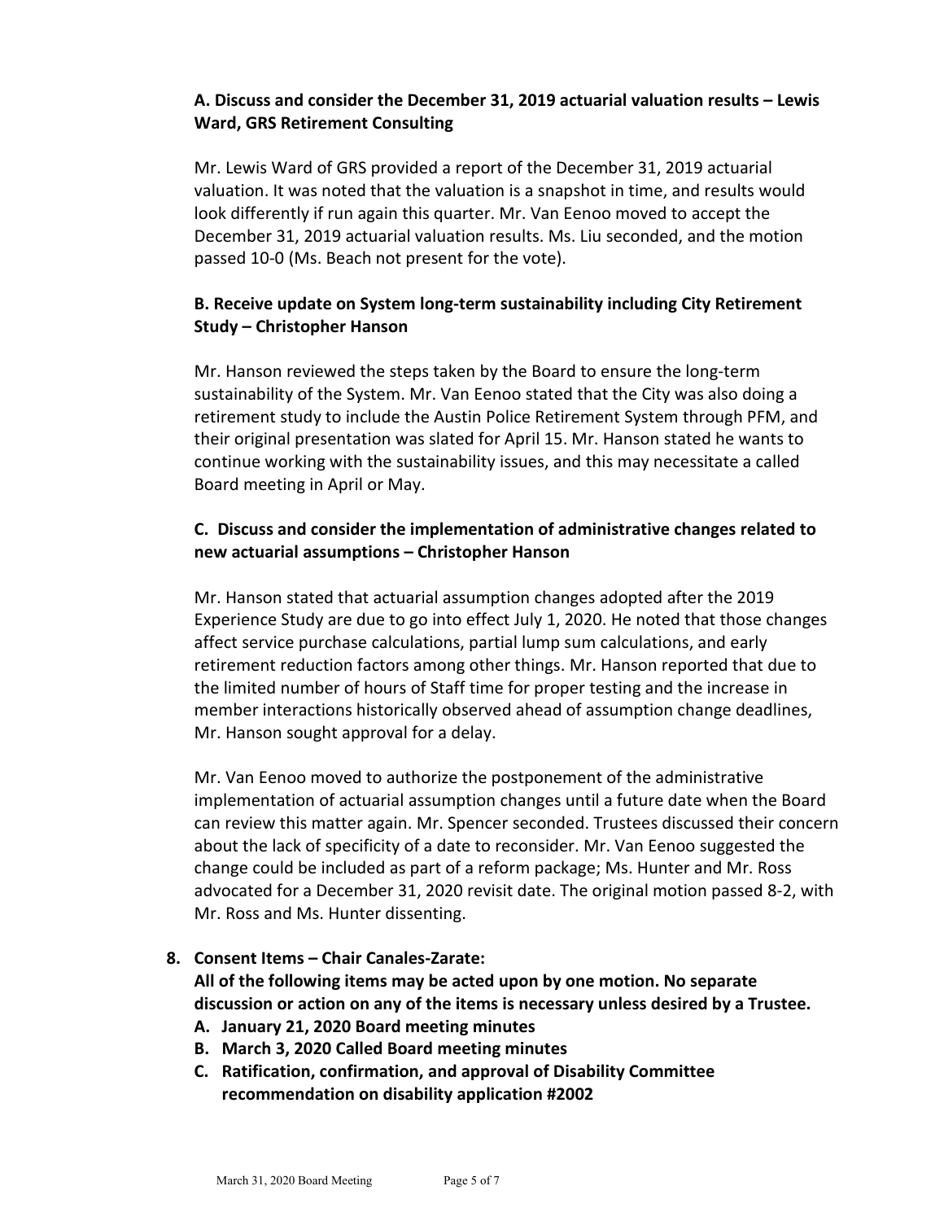**A. Discuss and consider the December 31, 2019 actuarial valuation results – Lewis Ward, GRS Retirement Consulting**

Mr. Lewis Ward of GRS provided a report of the December 31, 2019 actuarial valuation. It was noted that the valuation is a snapshot in time, and results would look differently if run again this quarter. Mr. Van Eenoo moved to accept the December 31, 2019 actuarial valuation results. Ms. Liu seconded, and the motion passed 10-0 (Ms. Beach not present for the vote).

**B. Receive update on System long-term sustainability including City Retirement Study – Christopher Hanson**

Mr. Hanson reviewed the steps taken by the Board to ensure the long-term sustainability of the System. Mr. Van Eenoo stated that the City was also doing a retirement study to include the Austin Police Retirement System through PFM, and their original presentation was slated for April 15. Mr. Hanson stated he wants to continue working with the sustainability issues, and this may necessitate a called Board meeting in April or May.

**C. Discuss and consider the implementation of administrative changes related to new actuarial assumptions – Christopher Hanson**

Mr. Hanson stated that actuarial assumption changes adopted after the 2019 Experience Study are due to go into effect July 1, 2020. He noted that those changes affect service purchase calculations, partial lump sum calculations, and early retirement reduction factors among other things. Mr. Hanson reported that due to the limited number of hours of Staff time for proper testing and the increase in member interactions historically observed ahead of assumption change deadlines, Mr. Hanson sought approval for a delay.

Mr. Van Eenoo moved to authorize the postponement of the administrative implementation of actuarial assumption changes until a future date when the Board can review this matter again. Mr. Spencer seconded. Trustees discussed their concern about the lack of specificity of a date to reconsider. Mr. Van Eenoo suggested the change could be included as part of a reform package; Ms. Hunter and Mr. Ross advocated for a December 31, 2020 revisit date. The original motion passed 8-2, with Mr. Ross and Ms. Hunter dissenting.

**8. Consent Items – Chair Canales-Zarate:**

**All of the following items may be acted upon by one motion. No separate discussion or action on any of the items is necessary unless desired by a Trustee.**

- **A. January 21, 2020 Board meeting minutes**
- **B. March 3, 2020 Called Board meeting minutes**
- **C. Ratification, confirmation, and approval of Disability Committee recommendation on disability application #2002**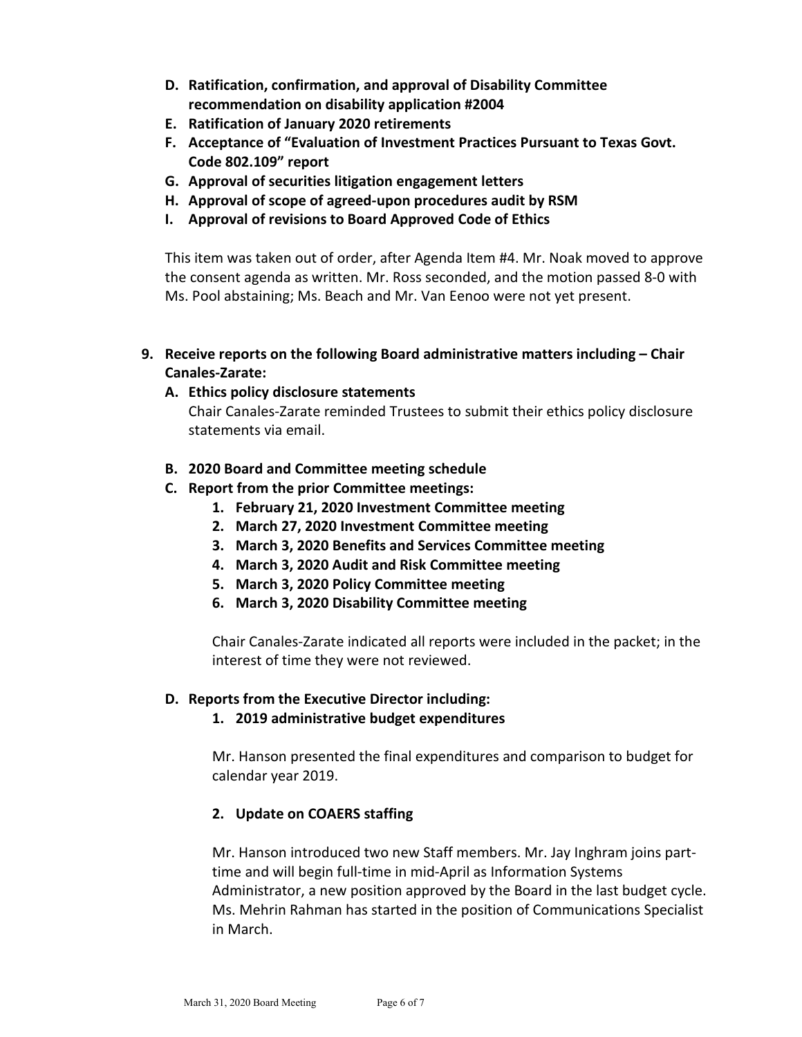- **D. Ratification, confirmation, and approval of Disability Committee recommendation on disability application #2004**
- **E. Ratification of January 2020 retirements**
- **F. Acceptance of "Evaluation of Investment Practices Pursuant to Texas Govt. Code 802.109" report**
- **G. Approval of securities litigation engagement letters**
- **H. Approval of scope of agreed-upon procedures audit by RSM**
- **I. Approval of revisions to Board Approved Code of Ethics**

This item was taken out of order, after Agenda Item #4. Mr. Noak moved to approve the consent agenda as written. Mr. Ross seconded, and the motion passed 8-0 with Ms. Pool abstaining; Ms. Beach and Mr. Van Eenoo were not yet present.

**9. Receive reports on the following Board administrative matters including – Chair Canales-Zarate:**

**A. Ethics policy disclosure statements**

Chair Canales-Zarate reminded Trustees to submit their ethics policy disclosure statements via email.

**B. 2020 Board and Committee meeting schedule**

**C. Report from the prior Committee meetings:**

1. **February 21, 2020 Investment Committee meeting**
2. **March 27, 2020 Investment Committee meeting**
3. **March 3, 2020 Benefits and Services Committee meeting**
4. **March 3, 2020 Audit and Risk Committee meeting**
5. **March 3, 2020 Policy Committee meeting**
6. **March 3, 2020 Disability Committee meeting**

Chair Canales-Zarate indicated all reports were included in the packet; in the interest of time they were not reviewed.

**D. Reports from the Executive Director including:**

**1. 2019 administrative budget expenditures**

Mr. Hanson presented the final expenditures and comparison to budget for calendar year 2019.

**2. Update on COAERS staffing**

Mr. Hanson introduced two new Staff members. Mr. Jay Inghram joins part-time and will begin full-time in mid-April as Information Systems Administrator, a new position approved by the Board in the last budget cycle. Ms. Mehrin Rahman has started in the position of Communications Specialist in March.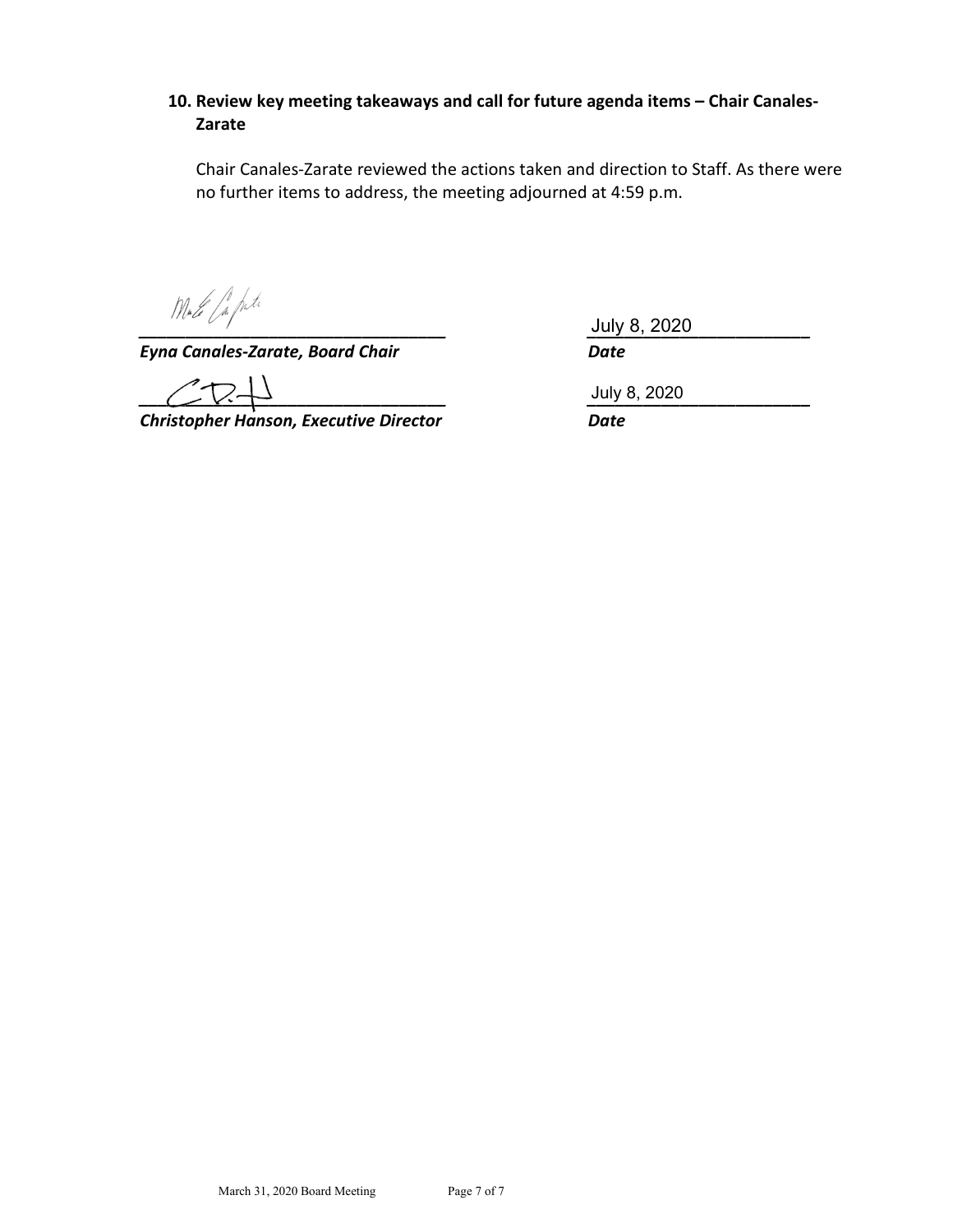**10. Review key meeting takeaways and call for future agenda items – Chair Canales-Zarate**

Chair Canales-Zarate reviewed the actions taken and direction to Staff. As there were no further items to address, the meeting adjourned at 4:59 p.m.

________________________________ July 8, 2020

***Eyna Canales-Zarate, Board Chair*** ***Date***

________________________________ July 8, 2020

***Christopher Hanson, Executive Director*** ***Date***